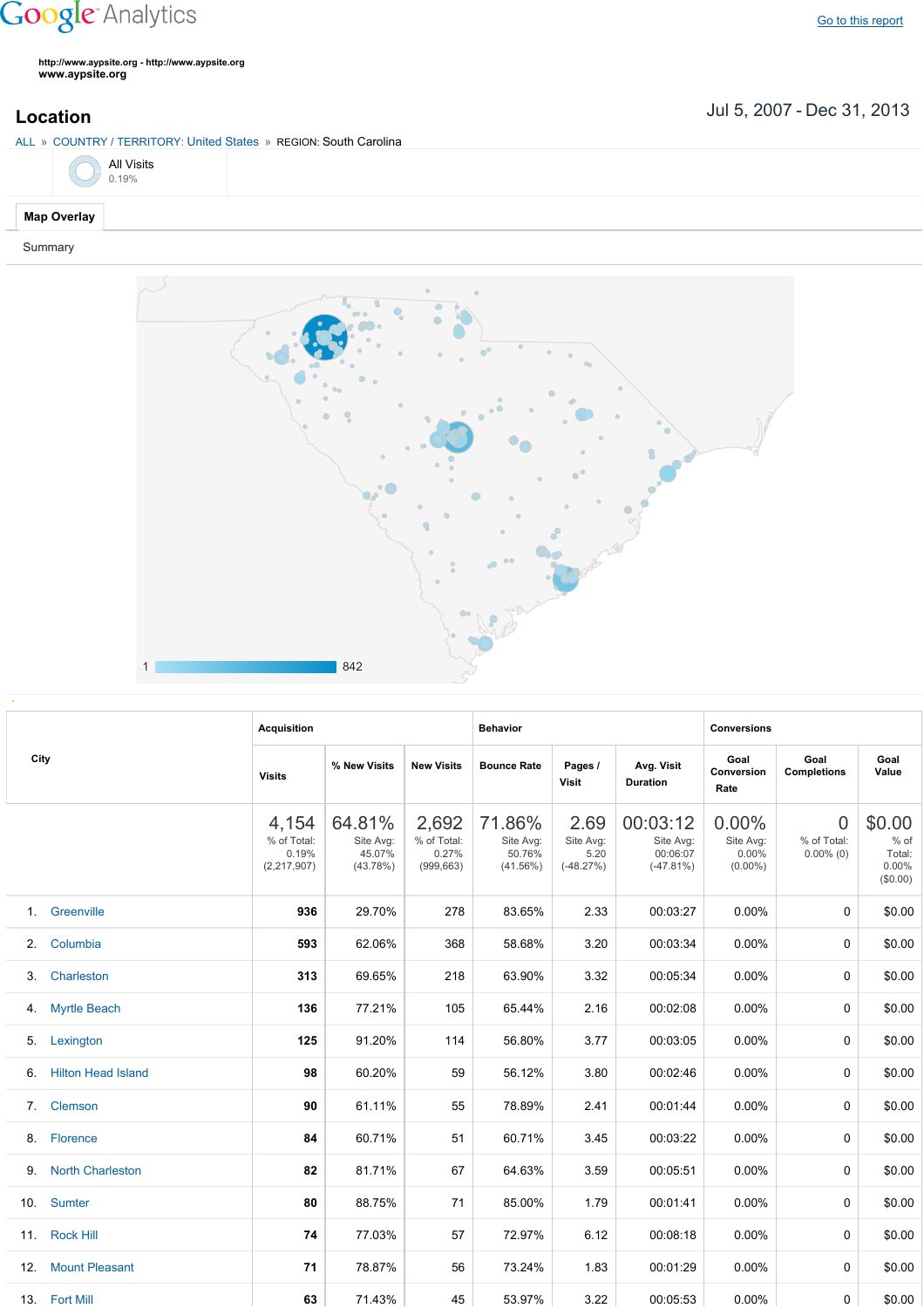Google Analytics

Go to this report

http://www.aypsite.org - http://www.aypsite.org
www.aypsite.org

## Location

Jul 5, 2007 - Dec 31, 2013

ALL » COUNTRY / TERRITORY: United States » REGION: South Carolina

All Visits
0.19%

**Map Overlay**

Summary

1 842

| City | Acquisition | | | Behavior | | | Conversions | | |
|---|---|---|---|---|---|---|---|---|---|
| | Visits | % New Visits | New Visits | Bounce Rate | Pages / Visit | Avg. Visit Duration | Goal Conversion Rate | Goal Completions | Goal Value |
| | 4,154 % of Total: 0.19% (2,217,907) | 64.81% Site Avg: 45.07% (43.78%) | 2,692 % of Total: 0.27% (999,663) | 71.86% Site Avg: 50.76% (41.56%) | 2.69 Site Avg: 5.20 (-48.27%) | 00:03:12 Site Avg: 00:06:07 (-47.81%) | 0.00% Site Avg: 0.00% (0.00%) | 0 % of Total: 0.00% (0) | $0.00 % of Total: 0.00% ($0.00) |
| 1. Greenville | 936 | 29.70% | 278 | 83.65% | 2.33 | 00:03:27 | 0.00% | 0 | $0.00 |
| 2. Columbia | 593 | 62.06% | 368 | 58.68% | 3.20 | 00:03:34 | 0.00% | 0 | $0.00 |
| 3. Charleston | 313 | 69.65% | 218 | 63.90% | 3.32 | 00:05:34 | 0.00% | 0 | $0.00 |
| 4. Myrtle Beach | 136 | 77.21% | 105 | 65.44% | 2.16 | 00:02:08 | 0.00% | 0 | $0.00 |
| 5. Lexington | 125 | 91.20% | 114 | 56.80% | 3.77 | 00:03:05 | 0.00% | 0 | $0.00 |
| 6. Hilton Head Island | 98 | 60.20% | 59 | 56.12% | 3.80 | 00:02:46 | 0.00% | 0 | $0.00 |
| 7. Clemson | 90 | 61.11% | 55 | 78.89% | 2.41 | 00:01:44 | 0.00% | 0 | $0.00 |
| 8. Florence | 84 | 60.71% | 51 | 60.71% | 3.45 | 00:03:22 | 0.00% | 0 | $0.00 |
| 9. North Charleston | 82 | 81.71% | 67 | 64.63% | 3.59 | 00:05:51 | 0.00% | 0 | $0.00 |
| 10. Sumter | 80 | 88.75% | 71 | 85.00% | 1.79 | 00:01:41 | 0.00% | 0 | $0.00 |
| 11. Rock Hill | 74 | 77.03% | 57 | 72.97% | 6.12 | 00:08:18 | 0.00% | 0 | $0.00 |
| 12. Mount Pleasant | 71 | 78.87% | 56 | 73.24% | 1.83 | 00:01:29 | 0.00% | 0 | $0.00 |
| 13. Fort Mill | 63 | 71.43% | 45 | 53.97% | 3.22 | 00:05:53 | 0.00% | 0 | $0.00 |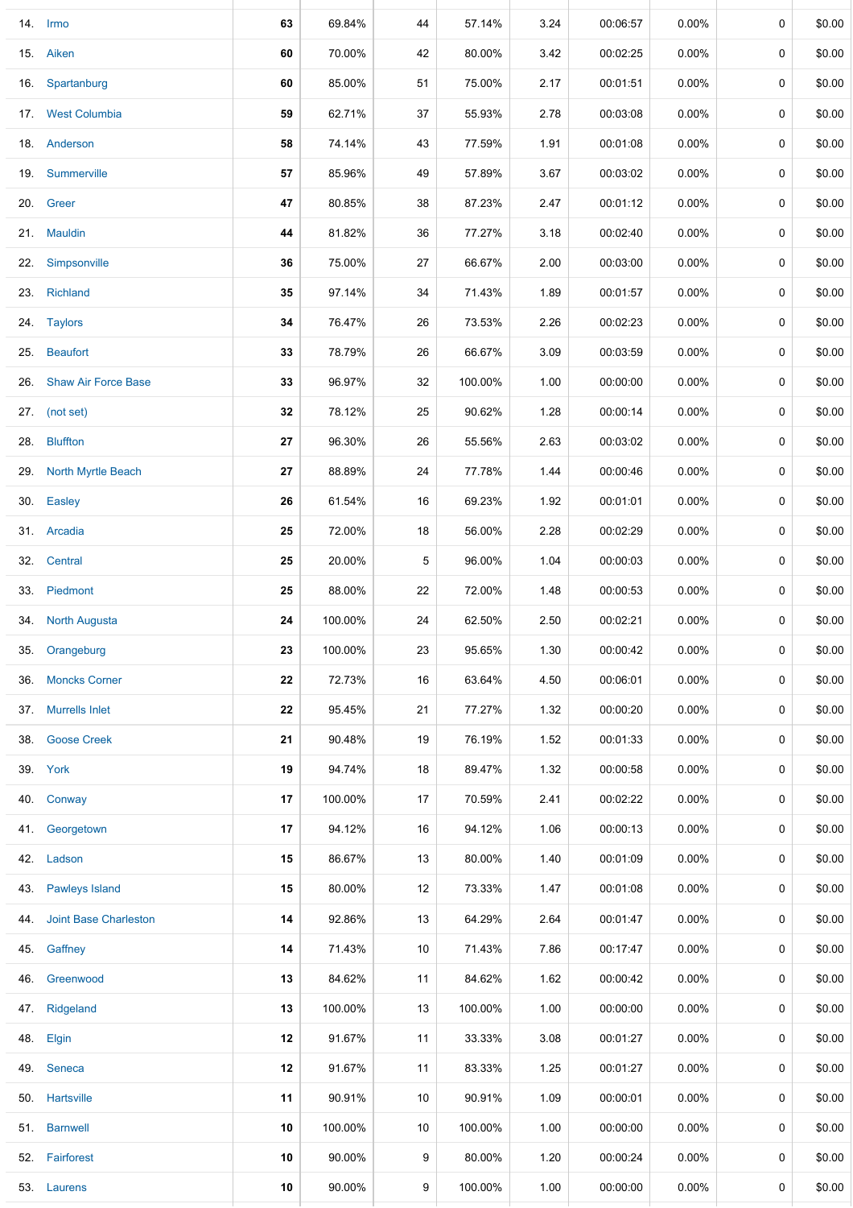| | | | | | | | | | | |
|---|---|---|---|---|---|---|---|---|---|---|
| 14. | Irmo | 63 | 69.84% | 44 | 57.14% | 3.24 | 00:06:57 | 0.00% | 0 | $0.00 |
| 15. | Aiken | 60 | 70.00% | 42 | 80.00% | 3.42 | 00:02:25 | 0.00% | 0 | $0.00 |
| 16. | Spartanburg | 60 | 85.00% | 51 | 75.00% | 2.17 | 00:01:51 | 0.00% | 0 | $0.00 |
| 17. | West Columbia | 59 | 62.71% | 37 | 55.93% | 2.78 | 00:03:08 | 0.00% | 0 | $0.00 |
| 18. | Anderson | 58 | 74.14% | 43 | 77.59% | 1.91 | 00:01:08 | 0.00% | 0 | $0.00 |
| 19. | Summerville | 57 | 85.96% | 49 | 57.89% | 3.67 | 00:03:02 | 0.00% | 0 | $0.00 |
| 20. | Greer | 47 | 80.85% | 38 | 87.23% | 2.47 | 00:01:12 | 0.00% | 0 | $0.00 |
| 21. | Mauldin | 44 | 81.82% | 36 | 77.27% | 3.18 | 00:02:40 | 0.00% | 0 | $0.00 |
| 22. | Simpsonville | 36 | 75.00% | 27 | 66.67% | 2.00 | 00:03:00 | 0.00% | 0 | $0.00 |
| 23. | Richland | 35 | 97.14% | 34 | 71.43% | 1.89 | 00:01:57 | 0.00% | 0 | $0.00 |
| 24. | Taylors | 34 | 76.47% | 26 | 73.53% | 2.26 | 00:02:23 | 0.00% | 0 | $0.00 |
| 25. | Beaufort | 33 | 78.79% | 26 | 66.67% | 3.09 | 00:03:59 | 0.00% | 0 | $0.00 |
| 26. | Shaw Air Force Base | 33 | 96.97% | 32 | 100.00% | 1.00 | 00:00:00 | 0.00% | 0 | $0.00 |
| 27. | (not set) | 32 | 78.12% | 25 | 90.62% | 1.28 | 00:00:14 | 0.00% | 0 | $0.00 |
| 28. | Bluffton | 27 | 96.30% | 26 | 55.56% | 2.63 | 00:03:02 | 0.00% | 0 | $0.00 |
| 29. | North Myrtle Beach | 27 | 88.89% | 24 | 77.78% | 1.44 | 00:00:46 | 0.00% | 0 | $0.00 |
| 30. | Easley | 26 | 61.54% | 16 | 69.23% | 1.92 | 00:01:01 | 0.00% | 0 | $0.00 |
| 31. | Arcadia | 25 | 72.00% | 18 | 56.00% | 2.28 | 00:02:29 | 0.00% | 0 | $0.00 |
| 32. | Central | 25 | 20.00% | 5 | 96.00% | 1.04 | 00:00:03 | 0.00% | 0 | $0.00 |
| 33. | Piedmont | 25 | 88.00% | 22 | 72.00% | 1.48 | 00:00:53 | 0.00% | 0 | $0.00 |
| 34. | North Augusta | 24 | 100.00% | 24 | 62.50% | 2.50 | 00:02:21 | 0.00% | 0 | $0.00 |
| 35. | Orangeburg | 23 | 100.00% | 23 | 95.65% | 1.30 | 00:00:42 | 0.00% | 0 | $0.00 |
| 36. | Moncks Corner | 22 | 72.73% | 16 | 63.64% | 4.50 | 00:06:01 | 0.00% | 0 | $0.00 |
| 37. | Murrells Inlet | 22 | 95.45% | 21 | 77.27% | 1.32 | 00:00:20 | 0.00% | 0 | $0.00 |
| 38. | Goose Creek | 21 | 90.48% | 19 | 76.19% | 1.52 | 00:01:33 | 0.00% | 0 | $0.00 |
| 39. | York | 19 | 94.74% | 18 | 89.47% | 1.32 | 00:00:58 | 0.00% | 0 | $0.00 |
| 40. | Conway | 17 | 100.00% | 17 | 70.59% | 2.41 | 00:02:22 | 0.00% | 0 | $0.00 |
| 41. | Georgetown | 17 | 94.12% | 16 | 94.12% | 1.06 | 00:00:13 | 0.00% | 0 | $0.00 |
| 42. | Ladson | 15 | 86.67% | 13 | 80.00% | 1.40 | 00:01:09 | 0.00% | 0 | $0.00 |
| 43. | Pawleys Island | 15 | 80.00% | 12 | 73.33% | 1.47 | 00:01:08 | 0.00% | 0 | $0.00 |
| 44. | Joint Base Charleston | 14 | 92.86% | 13 | 64.29% | 2.64 | 00:01:47 | 0.00% | 0 | $0.00 |
| 45. | Gaffney | 14 | 71.43% | 10 | 71.43% | 7.86 | 00:17:47 | 0.00% | 0 | $0.00 |
| 46. | Greenwood | 13 | 84.62% | 11 | 84.62% | 1.62 | 00:00:42 | 0.00% | 0 | $0.00 |
| 47. | Ridgeland | 13 | 100.00% | 13 | 100.00% | 1.00 | 00:00:00 | 0.00% | 0 | $0.00 |
| 48. | Elgin | 12 | 91.67% | 11 | 33.33% | 3.08 | 00:01:27 | 0.00% | 0 | $0.00 |
| 49. | Seneca | 12 | 91.67% | 11 | 83.33% | 1.25 | 00:01:27 | 0.00% | 0 | $0.00 |
| 50. | Hartsville | 11 | 90.91% | 10 | 90.91% | 1.09 | 00:00:01 | 0.00% | 0 | $0.00 |
| 51. | Barnwell | 10 | 100.00% | 10 | 100.00% | 1.00 | 00:00:00 | 0.00% | 0 | $0.00 |
| 52. | Fairforest | 10 | 90.00% | 9 | 80.00% | 1.20 | 00:00:24 | 0.00% | 0 | $0.00 |
| 53. | Laurens | 10 | 90.00% | 9 | 100.00% | 1.00 | 00:00:00 | 0.00% | 0 | $0.00 |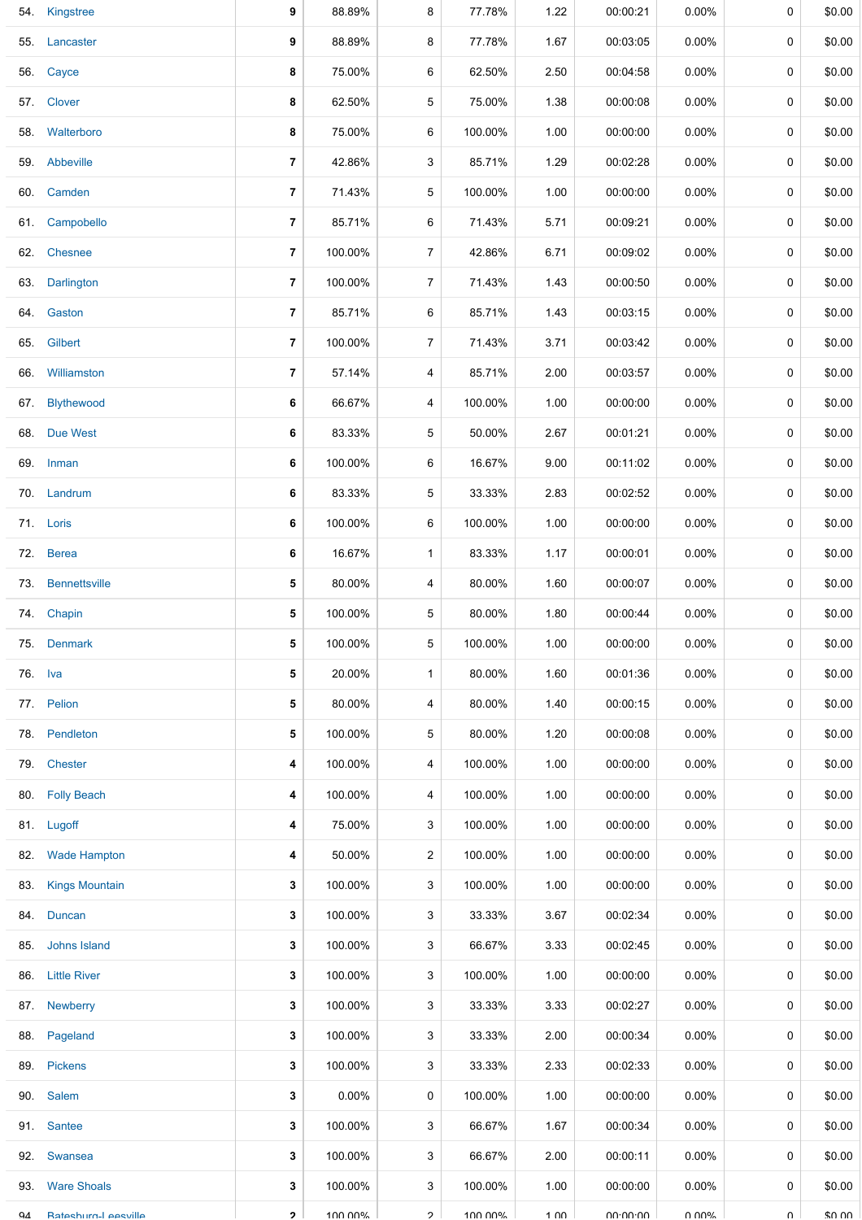| | | | | | | | | | | |
|---|---|---|---|---|---|---|---|---|---|---|
| 54. | Kingstree | 9 | 88.89% | 8 | 77.78% | 1.22 | 00:00:21 | 0.00% | 0 | $0.00 |
| 55. | Lancaster | 9 | 88.89% | 8 | 77.78% | 1.67 | 00:03:05 | 0.00% | 0 | $0.00 |
| 56. | Cayce | 8 | 75.00% | 6 | 62.50% | 2.50 | 00:04:58 | 0.00% | 0 | $0.00 |
| 57. | Clover | 8 | 62.50% | 5 | 75.00% | 1.38 | 00:00:08 | 0.00% | 0 | $0.00 |
| 58. | Walterboro | 8 | 75.00% | 6 | 100.00% | 1.00 | 00:00:00 | 0.00% | 0 | $0.00 |
| 59. | Abbeville | 7 | 42.86% | 3 | 85.71% | 1.29 | 00:02:28 | 0.00% | 0 | $0.00 |
| 60. | Camden | 7 | 71.43% | 5 | 100.00% | 1.00 | 00:00:00 | 0.00% | 0 | $0.00 |
| 61. | Campobello | 7 | 85.71% | 6 | 71.43% | 5.71 | 00:09:21 | 0.00% | 0 | $0.00 |
| 62. | Chesnee | 7 | 100.00% | 7 | 42.86% | 6.71 | 00:09:02 | 0.00% | 0 | $0.00 |
| 63. | Darlington | 7 | 100.00% | 7 | 71.43% | 1.43 | 00:00:50 | 0.00% | 0 | $0.00 |
| 64. | Gaston | 7 | 85.71% | 6 | 85.71% | 1.43 | 00:03:15 | 0.00% | 0 | $0.00 |
| 65. | Gilbert | 7 | 100.00% | 7 | 71.43% | 3.71 | 00:03:42 | 0.00% | 0 | $0.00 |
| 66. | Williamston | 7 | 57.14% | 4 | 85.71% | 2.00 | 00:03:57 | 0.00% | 0 | $0.00 |
| 67. | Blythewood | 6 | 66.67% | 4 | 100.00% | 1.00 | 00:00:00 | 0.00% | 0 | $0.00 |
| 68. | Due West | 6 | 83.33% | 5 | 50.00% | 2.67 | 00:01:21 | 0.00% | 0 | $0.00 |
| 69. | Inman | 6 | 100.00% | 6 | 16.67% | 9.00 | 00:11:02 | 0.00% | 0 | $0.00 |
| 70. | Landrum | 6 | 83.33% | 5 | 33.33% | 2.83 | 00:02:52 | 0.00% | 0 | $0.00 |
| 71. | Loris | 6 | 100.00% | 6 | 100.00% | 1.00 | 00:00:00 | 0.00% | 0 | $0.00 |
| 72. | Berea | 6 | 16.67% | 1 | 83.33% | 1.17 | 00:00:01 | 0.00% | 0 | $0.00 |
| 73. | Bennettsville | 5 | 80.00% | 4 | 80.00% | 1.60 | 00:00:07 | 0.00% | 0 | $0.00 |
| 74. | Chapin | 5 | 100.00% | 5 | 80.00% | 1.80 | 00:00:44 | 0.00% | 0 | $0.00 |
| 75. | Denmark | 5 | 100.00% | 5 | 100.00% | 1.00 | 00:00:00 | 0.00% | 0 | $0.00 |
| 76. | Iva | 5 | 20.00% | 1 | 80.00% | 1.60 | 00:01:36 | 0.00% | 0 | $0.00 |
| 77. | Pelion | 5 | 80.00% | 4 | 80.00% | 1.40 | 00:00:15 | 0.00% | 0 | $0.00 |
| 78. | Pendleton | 5 | 100.00% | 5 | 80.00% | 1.20 | 00:00:08 | 0.00% | 0 | $0.00 |
| 79. | Chester | 4 | 100.00% | 4 | 100.00% | 1.00 | 00:00:00 | 0.00% | 0 | $0.00 |
| 80. | Folly Beach | 4 | 100.00% | 4 | 100.00% | 1.00 | 00:00:00 | 0.00% | 0 | $0.00 |
| 81. | Lugoff | 4 | 75.00% | 3 | 100.00% | 1.00 | 00:00:00 | 0.00% | 0 | $0.00 |
| 82. | Wade Hampton | 4 | 50.00% | 2 | 100.00% | 1.00 | 00:00:00 | 0.00% | 0 | $0.00 |
| 83. | Kings Mountain | 3 | 100.00% | 3 | 100.00% | 1.00 | 00:00:00 | 0.00% | 0 | $0.00 |
| 84. | Duncan | 3 | 100.00% | 3 | 33.33% | 3.67 | 00:02:34 | 0.00% | 0 | $0.00 |
| 85. | Johns Island | 3 | 100.00% | 3 | 66.67% | 3.33 | 00:02:45 | 0.00% | 0 | $0.00 |
| 86. | Little River | 3 | 100.00% | 3 | 100.00% | 1.00 | 00:00:00 | 0.00% | 0 | $0.00 |
| 87. | Newberry | 3 | 100.00% | 3 | 33.33% | 3.33 | 00:02:27 | 0.00% | 0 | $0.00 |
| 88. | Pageland | 3 | 100.00% | 3 | 33.33% | 2.00 | 00:00:34 | 0.00% | 0 | $0.00 |
| 89. | Pickens | 3 | 100.00% | 3 | 33.33% | 2.33 | 00:02:33 | 0.00% | 0 | $0.00 |
| 90. | Salem | 3 | 0.00% | 0 | 100.00% | 1.00 | 00:00:00 | 0.00% | 0 | $0.00 |
| 91. | Santee | 3 | 100.00% | 3 | 66.67% | 1.67 | 00:00:34 | 0.00% | 0 | $0.00 |
| 92. | Swansea | 3 | 100.00% | 3 | 66.67% | 2.00 | 00:00:11 | 0.00% | 0 | $0.00 |
| 93. | Ware Shoals | 3 | 100.00% | 3 | 100.00% | 1.00 | 00:00:00 | 0.00% | 0 | $0.00 |
| 94. | Batesburg-Leesville | 2 | 100.00% | 2 | 100.00% | 1.00 | 00:00:00 | 0.00% | 0 | $0.00 |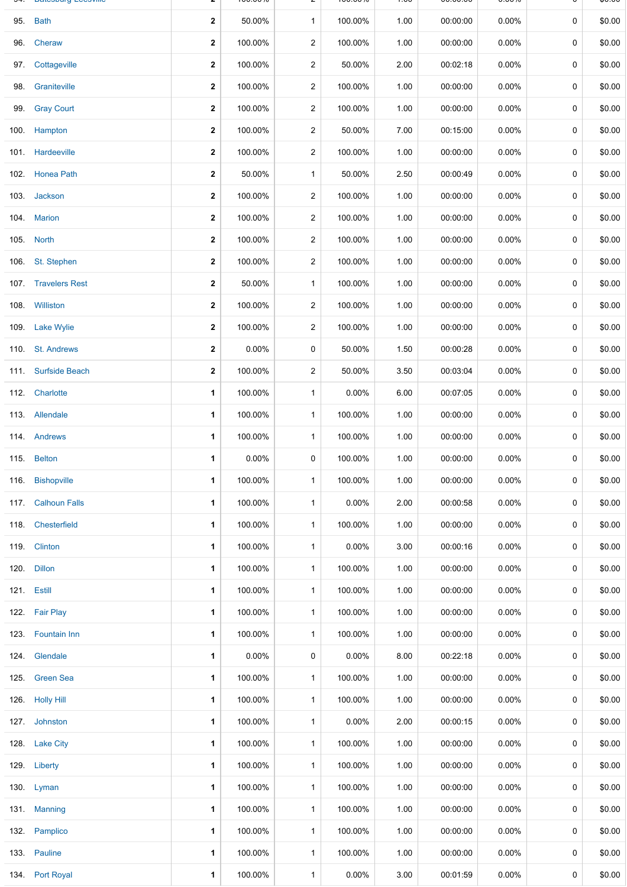| | | | | | | | | | | |
|---|---|---|---|---|---|---|---|---|---|---|
| 95. | Bath | **2** | 50.00% | 1 | 100.00% | 1.00 | 00:00:00 | 0.00% | 0 | $0.00 |
| 96. | Cheraw | **2** | 100.00% | 2 | 100.00% | 1.00 | 00:00:00 | 0.00% | 0 | $0.00 |
| 97. | Cottageville | **2** | 100.00% | 2 | 50.00% | 2.00 | 00:02:18 | 0.00% | 0 | $0.00 |
| 98. | Graniteville | **2** | 100.00% | 2 | 100.00% | 1.00 | 00:00:00 | 0.00% | 0 | $0.00 |
| 99. | Gray Court | **2** | 100.00% | 2 | 100.00% | 1.00 | 00:00:00 | 0.00% | 0 | $0.00 |
| 100. | Hampton | **2** | 100.00% | 2 | 50.00% | 7.00 | 00:15:00 | 0.00% | 0 | $0.00 |
| 101. | Hardeeville | **2** | 100.00% | 2 | 100.00% | 1.00 | 00:00:00 | 0.00% | 0 | $0.00 |
| 102. | Honea Path | **2** | 50.00% | 1 | 50.00% | 2.50 | 00:00:49 | 0.00% | 0 | $0.00 |
| 103. | Jackson | **2** | 100.00% | 2 | 100.00% | 1.00 | 00:00:00 | 0.00% | 0 | $0.00 |
| 104. | Marion | **2** | 100.00% | 2 | 100.00% | 1.00 | 00:00:00 | 0.00% | 0 | $0.00 |
| 105. | North | **2** | 100.00% | 2 | 100.00% | 1.00 | 00:00:00 | 0.00% | 0 | $0.00 |
| 106. | St. Stephen | **2** | 100.00% | 2 | 100.00% | 1.00 | 00:00:00 | 0.00% | 0 | $0.00 |
| 107. | Travelers Rest | **2** | 50.00% | 1 | 100.00% | 1.00 | 00:00:00 | 0.00% | 0 | $0.00 |
| 108. | Williston | **2** | 100.00% | 2 | 100.00% | 1.00 | 00:00:00 | 0.00% | 0 | $0.00 |
| 109. | Lake Wylie | **2** | 100.00% | 2 | 100.00% | 1.00 | 00:00:00 | 0.00% | 0 | $0.00 |
| 110. | St. Andrews | **2** | 0.00% | 0 | 50.00% | 1.50 | 00:00:28 | 0.00% | 0 | $0.00 |
| 111. | Surfside Beach | **2** | 100.00% | 2 | 50.00% | 3.50 | 00:03:04 | 0.00% | 0 | $0.00 |
| 112. | Charlotte | **1** | 100.00% | 1 | 0.00% | 6.00 | 00:07:05 | 0.00% | 0 | $0.00 |
| 113. | Allendale | **1** | 100.00% | 1 | 100.00% | 1.00 | 00:00:00 | 0.00% | 0 | $0.00 |
| 114. | Andrews | **1** | 100.00% | 1 | 100.00% | 1.00 | 00:00:00 | 0.00% | 0 | $0.00 |
| 115. | Belton | **1** | 0.00% | 0 | 100.00% | 1.00 | 00:00:00 | 0.00% | 0 | $0.00 |
| 116. | Bishopville | **1** | 100.00% | 1 | 100.00% | 1.00 | 00:00:00 | 0.00% | 0 | $0.00 |
| 117. | Calhoun Falls | **1** | 100.00% | 1 | 0.00% | 2.00 | 00:00:58 | 0.00% | 0 | $0.00 |
| 118. | Chesterfield | **1** | 100.00% | 1 | 100.00% | 1.00 | 00:00:00 | 0.00% | 0 | $0.00 |
| 119. | Clinton | **1** | 100.00% | 1 | 0.00% | 3.00 | 00:00:16 | 0.00% | 0 | $0.00 |
| 120. | Dillon | **1** | 100.00% | 1 | 100.00% | 1.00 | 00:00:00 | 0.00% | 0 | $0.00 |
| 121. | Estill | **1** | 100.00% | 1 | 100.00% | 1.00 | 00:00:00 | 0.00% | 0 | $0.00 |
| 122. | Fair Play | **1** | 100.00% | 1 | 100.00% | 1.00 | 00:00:00 | 0.00% | 0 | $0.00 |
| 123. | Fountain Inn | **1** | 100.00% | 1 | 100.00% | 1.00 | 00:00:00 | 0.00% | 0 | $0.00 |
| 124. | Glendale | **1** | 0.00% | 0 | 0.00% | 8.00 | 00:22:18 | 0.00% | 0 | $0.00 |
| 125. | Green Sea | **1** | 100.00% | 1 | 100.00% | 1.00 | 00:00:00 | 0.00% | 0 | $0.00 |
| 126. | Holly Hill | **1** | 100.00% | 1 | 100.00% | 1.00 | 00:00:00 | 0.00% | 0 | $0.00 |
| 127. | Johnston | **1** | 100.00% | 1 | 0.00% | 2.00 | 00:00:15 | 0.00% | 0 | $0.00 |
| 128. | Lake City | **1** | 100.00% | 1 | 100.00% | 1.00 | 00:00:00 | 0.00% | 0 | $0.00 |
| 129. | Liberty | **1** | 100.00% | 1 | 100.00% | 1.00 | 00:00:00 | 0.00% | 0 | $0.00 |
| 130. | Lyman | **1** | 100.00% | 1 | 100.00% | 1.00 | 00:00:00 | 0.00% | 0 | $0.00 |
| 131. | Manning | **1** | 100.00% | 1 | 100.00% | 1.00 | 00:00:00 | 0.00% | 0 | $0.00 |
| 132. | Pamplico | **1** | 100.00% | 1 | 100.00% | 1.00 | 00:00:00 | 0.00% | 0 | $0.00 |
| 133. | Pauline | **1** | 100.00% | 1 | 100.00% | 1.00 | 00:00:00 | 0.00% | 0 | $0.00 |
| 134. | Port Royal | **1** | 100.00% | 1 | 0.00% | 3.00 | 00:01:59 | 0.00% | 0 | $0.00 |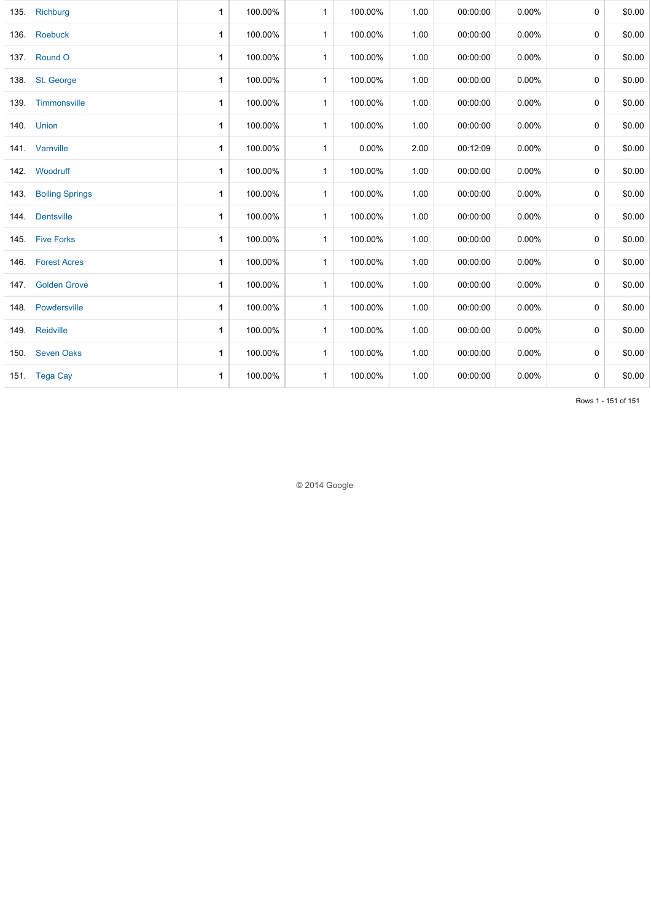| | | | | | | | | | | |
|---|---|---|---|---|---|---|---|---|---|---|
| 135. | Richburg | **1** | 100.00% | 1 | 100.00% | 1.00 | 00:00:00 | 0.00% | 0 | $0.00 |
| 136. | Roebuck | **1** | 100.00% | 1 | 100.00% | 1.00 | 00:00:00 | 0.00% | 0 | $0.00 |
| 137. | Round O | **1** | 100.00% | 1 | 100.00% | 1.00 | 00:00:00 | 0.00% | 0 | $0.00 |
| 138. | St. George | **1** | 100.00% | 1 | 100.00% | 1.00 | 00:00:00 | 0.00% | 0 | $0.00 |
| 139. | Timmonsville | **1** | 100.00% | 1 | 100.00% | 1.00 | 00:00:00 | 0.00% | 0 | $0.00 |
| 140. | Union | **1** | 100.00% | 1 | 100.00% | 1.00 | 00:00:00 | 0.00% | 0 | $0.00 |
| 141. | Varnville | **1** | 100.00% | 1 | 0.00% | 2.00 | 00:12:09 | 0.00% | 0 | $0.00 |
| 142. | Woodruff | **1** | 100.00% | 1 | 100.00% | 1.00 | 00:00:00 | 0.00% | 0 | $0.00 |
| 143. | Boiling Springs | **1** | 100.00% | 1 | 100.00% | 1.00 | 00:00:00 | 0.00% | 0 | $0.00 |
| 144. | Dentsville | **1** | 100.00% | 1 | 100.00% | 1.00 | 00:00:00 | 0.00% | 0 | $0.00 |
| 145. | Five Forks | **1** | 100.00% | 1 | 100.00% | 1.00 | 00:00:00 | 0.00% | 0 | $0.00 |
| 146. | Forest Acres | **1** | 100.00% | 1 | 100.00% | 1.00 | 00:00:00 | 0.00% | 0 | $0.00 |
| 147. | Golden Grove | **1** | 100.00% | 1 | 100.00% | 1.00 | 00:00:00 | 0.00% | 0 | $0.00 |
| 148. | Powdersville | **1** | 100.00% | 1 | 100.00% | 1.00 | 00:00:00 | 0.00% | 0 | $0.00 |
| 149. | Reidville | **1** | 100.00% | 1 | 100.00% | 1.00 | 00:00:00 | 0.00% | 0 | $0.00 |
| 150. | Seven Oaks | **1** | 100.00% | 1 | 100.00% | 1.00 | 00:00:00 | 0.00% | 0 | $0.00 |
| 151. | Tega Cay | **1** | 100.00% | 1 | 100.00% | 1.00 | 00:00:00 | 0.00% | 0 | $0.00 |

Rows 1 - 151 of 151

© 2014 Google